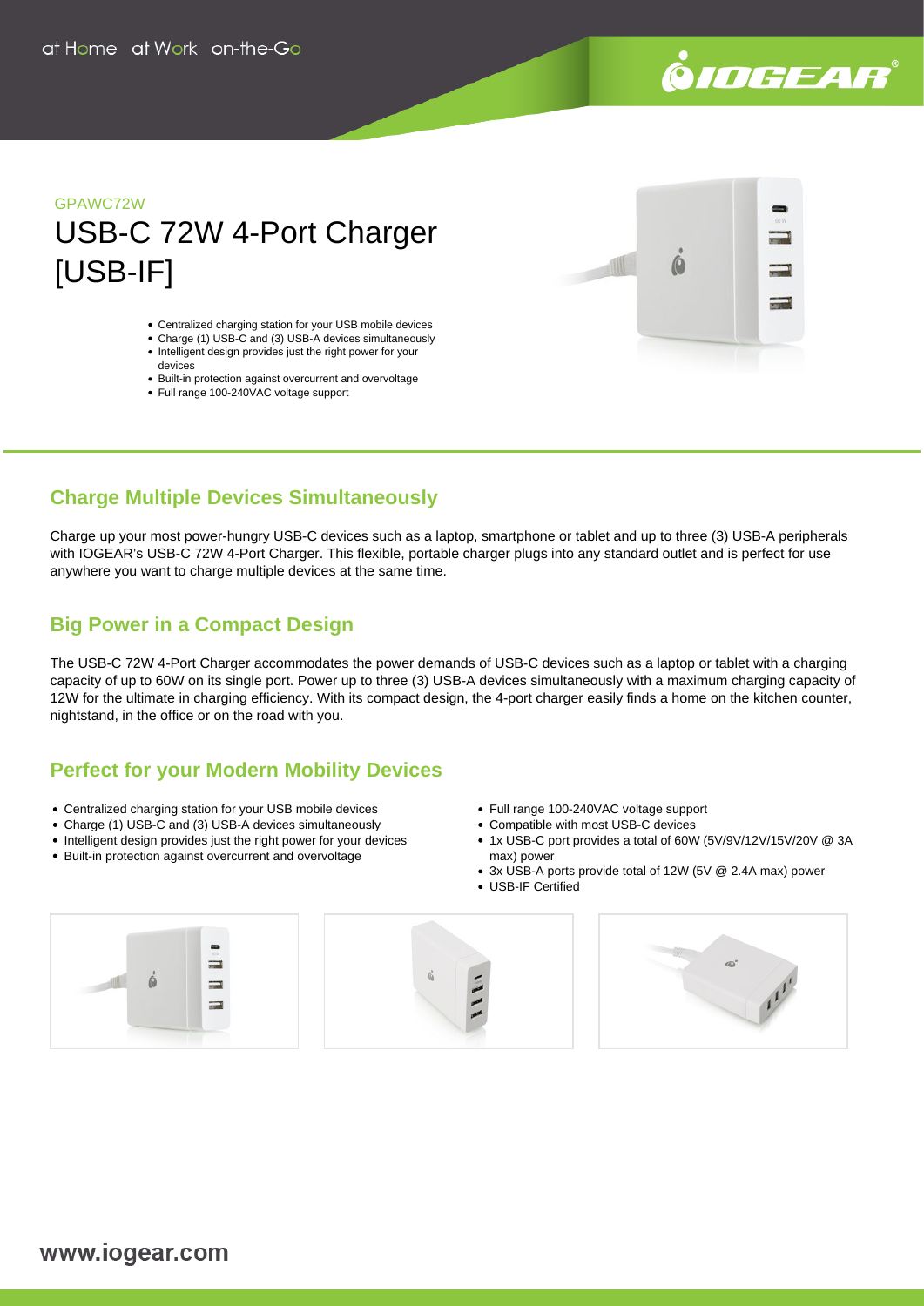at Home at Work on-the-Go

GPAWC72W

# USB-C 72W 4-Port Charger [USB-IF]

- Centralized charging station for your USB mobile devices
- Charge (1) USB-C and (3) USB-A devices simultaneously
- Intelligent design provides just the right power for your devices
- Built-in protection against overcurrent and overvoltage
- Full range 100-240VAC voltage support

## Charge Multiple Devices Simultaneously

Charge up your most power-hungry USB-C devices such as a laptop, smartphone or tablet and up to three (3) USB-A peripherals with IOGEAR's USB-C 72W 4-Port Charger. This flexible, portable charger plugs into any standard outlet and is perfect for use anywhere you want to charge multiple devices at the same time.

## Big Power in a Compact Design

The USB-C 72W 4-Port Charger accommodates the power demands of USB-C devices such as a laptop or tablet with a charging capacity of up to 60W on its single port. Power up to three (3) USB-A devices simultaneously with a maximum charging capacity of 12W for the ultimate in charging efficiency. With its compact design, the 4-port charger easily finds a home on the kitchen counter, nightstand, in the office or on the road with you.

## Perfect for your Modern Mobility Devices

- Centralized charging station for your USB mobile devices
- Charge (1) USB-C and (3) USB-A devices simultaneously
- Intelligent design provides just the right power for your devices
- Built-in protection against overcurrent and overvoltage
- Full range 100-240VAC voltage support
- Compatible with most USB-C devices
- 1x USB-C port provides a total of 60W (5V/9V/12V/15V/20V @ 3A max) power
- 3x USB-A ports provide total of 12W (5V @ 2.4A max) power
- USB-IF Certified

www.iogear.com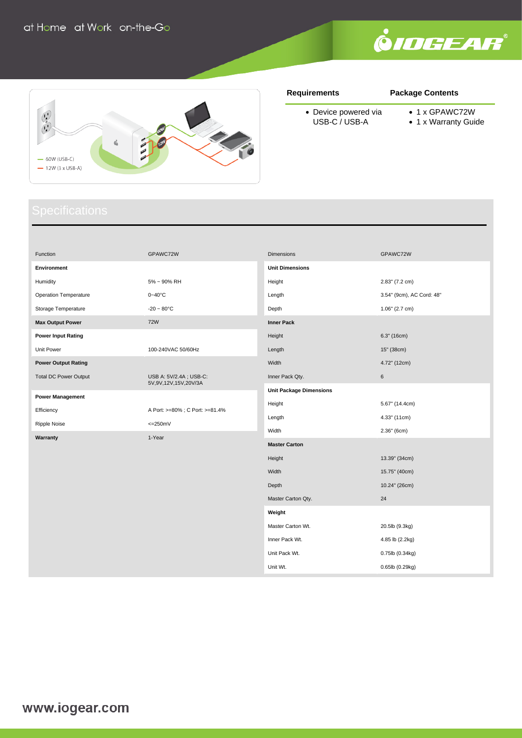## Requirements

- Device powered via USB-C / USB-A

## Package Contents

- 1 x GPAWC72W
- 1 x Warranty Guide

## Specifications

| Function | GPAWC72W |
|---|---|
| **Environment** | |
| Humidity | 5% ~ 90% RH |
| Operation Temperature | 0~40°C |
| Storage Temperature | -20 ~ 80°C |
| **Max Output Power** | 72W |
| **Power Input Rating** | |
| Unit Power | 100-240VAC 50/60Hz |
| **Power Output Rating** | |
| Total DC Power Output | USB A: 5V/2.4A ; USB-C: 5V,9V,12V,15V,20V/3A |
| **Power Management** | |
| Efficiency | A Port: >=80% ; C Port: >=81.4% |
| Ripple Noise | <=250mV |
| **Warranty** | 1-Year |

| Dimensions | GPAWC72W |
|---|---|
| **Unit Dimensions** | |
| Height | 2.83" (7.2 cm) |
| Length | 3.54" (9cm), AC Cord: 48" |
| Depth | 1.06" (2.7 cm) |
| **Inner Pack** | |
| Height | 6.3" (16cm) |
| Length | 15" (38cm) |
| Width | 4.72" (12cm) |
| Inner Pack Qty. | 6 |
| **Unit Package Dimensions** | |
| Height | 5.67" (14.4cm) |
| Length | 4.33" (11cm) |
| Width | 2.36" (6cm) |
| **Master Carton** | |
| Height | 13.39" (34cm) |
| Width | 15.75" (40cm) |
| Depth | 10.24" (26cm) |
| Master Carton Qty. | 24 |
| **Weight** | |
| Master Carton Wt. | 20.5lb (9.3kg) |
| Inner Pack Wt. | 4.85 lb (2.2kg) |
| Unit Pack Wt. | 0.75lb (0.34kg) |
| Unit Wt. | 0.65lb (0.29kg) |

www.iogear.com